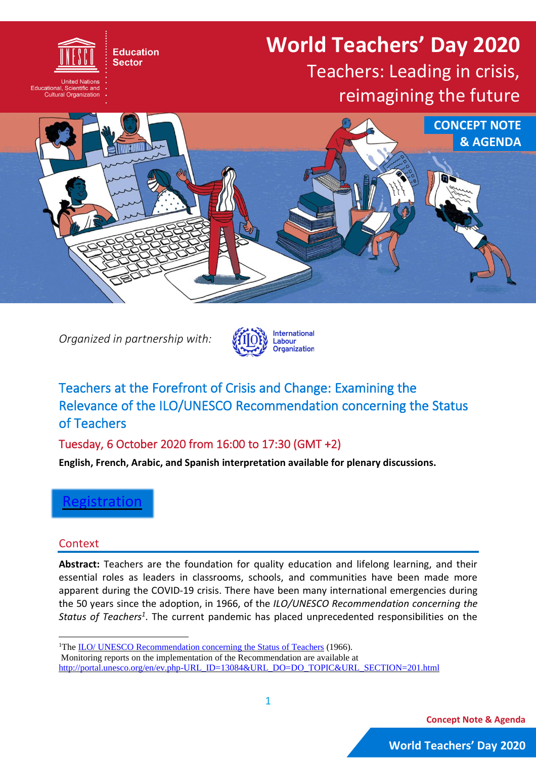# World Teachers' Day 2020

## Teachers: Leading in crisis, reimagining the future

**CONCEPT NOTE & AGENDA**

*Organized in partnership with:* International Labour Organization

## Teachers at the Forefront of Crisis and Change: Examining the Relevance of the ILO/UNESCO Recommendation concerning the Status of Teachers

### Tuesday, 6 October 2020 from 16:00 to 17:30 (GMT +2)

**English, French, Arabic, and Spanish interpretation available for plenary discussions.**

[Registration]

### Context

**Abstract:** Teachers are the foundation for quality education and lifelong learning, and their essential roles as leaders in classrooms, schools, and communities have been made more apparent during the COVID-19 crisis. There have been many international emergencies during the 50 years since the adoption, in 1966, of the *ILO/UNESCO Recommendation concerning the Status of Teachers*[1]. The current pandemic has placed unprecedented responsibilities on the

---

[1] The ILO/ UNESCO Recommendation concerning the Status of Teachers (1966).
Monitoring reports on the implementation of the Recommendation are available at http://portal.unesco.org/en/ev.php-URL_ID=13084&URL_DO=DO_TOPIC&URL_SECTION=201.html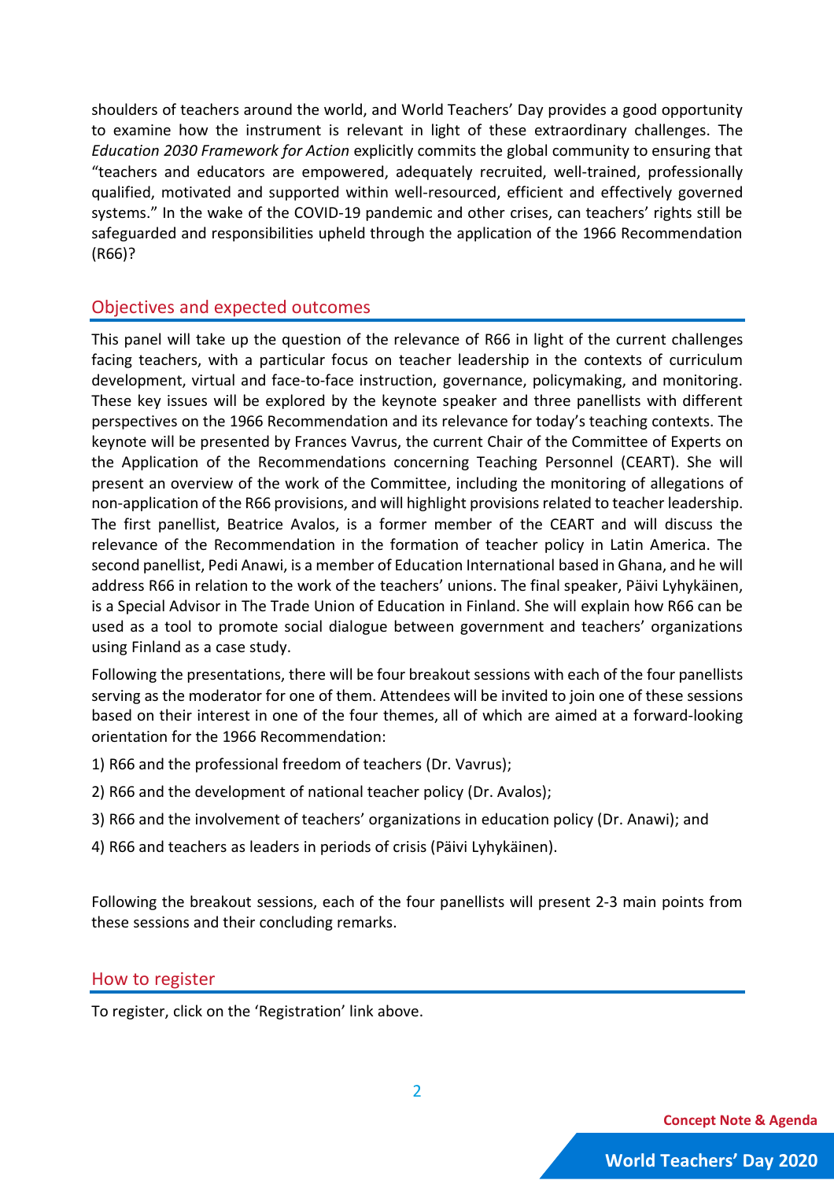shoulders of teachers around the world, and World Teachers' Day provides a good opportunity to examine how the instrument is relevant in light of these extraordinary challenges. The *Education 2030 Framework for Action* explicitly commits the global community to ensuring that "teachers and educators are empowered, adequately recruited, well-trained, professionally qualified, motivated and supported within well-resourced, efficient and effectively governed systems." In the wake of the COVID-19 pandemic and other crises, can teachers' rights still be safeguarded and responsibilities upheld through the application of the 1966 Recommendation (R66)?

## Objectives and expected outcomes

This panel will take up the question of the relevance of R66 in light of the current challenges facing teachers, with a particular focus on teacher leadership in the contexts of curriculum development, virtual and face-to-face instruction, governance, policymaking, and monitoring. These key issues will be explored by the keynote speaker and three panellists with different perspectives on the 1966 Recommendation and its relevance for today's teaching contexts. The keynote will be presented by Frances Vavrus, the current Chair of the Committee of Experts on the Application of the Recommendations concerning Teaching Personnel (CEART). She will present an overview of the work of the Committee, including the monitoring of allegations of non-application of the R66 provisions, and will highlight provisions related to teacher leadership. The first panellist, Beatrice Avalos, is a former member of the CEART and will discuss the relevance of the Recommendation in the formation of teacher policy in Latin America. The second panellist, Pedi Anawi, is a member of Education International based in Ghana, and he will address R66 in relation to the work of the teachers' unions. The final speaker, Päivi Lyhykäinen, is a Special Advisor in The Trade Union of Education in Finland. She will explain how R66 can be used as a tool to promote social dialogue between government and teachers' organizations using Finland as a case study.

Following the presentations, there will be four breakout sessions with each of the four panellists serving as the moderator for one of them. Attendees will be invited to join one of these sessions based on their interest in one of the four themes, all of which are aimed at a forward-looking orientation for the 1966 Recommendation:

1) R66 and the professional freedom of teachers (Dr. Vavrus);

2) R66 and the development of national teacher policy (Dr. Avalos);

3) R66 and the involvement of teachers' organizations in education policy (Dr. Anawi); and

4) R66 and teachers as leaders in periods of crisis (Päivi Lyhykäinen).

Following the breakout sessions, each of the four panellists will present 2-3 main points from these sessions and their concluding remarks.

## How to register

To register, click on the 'Registration' link above.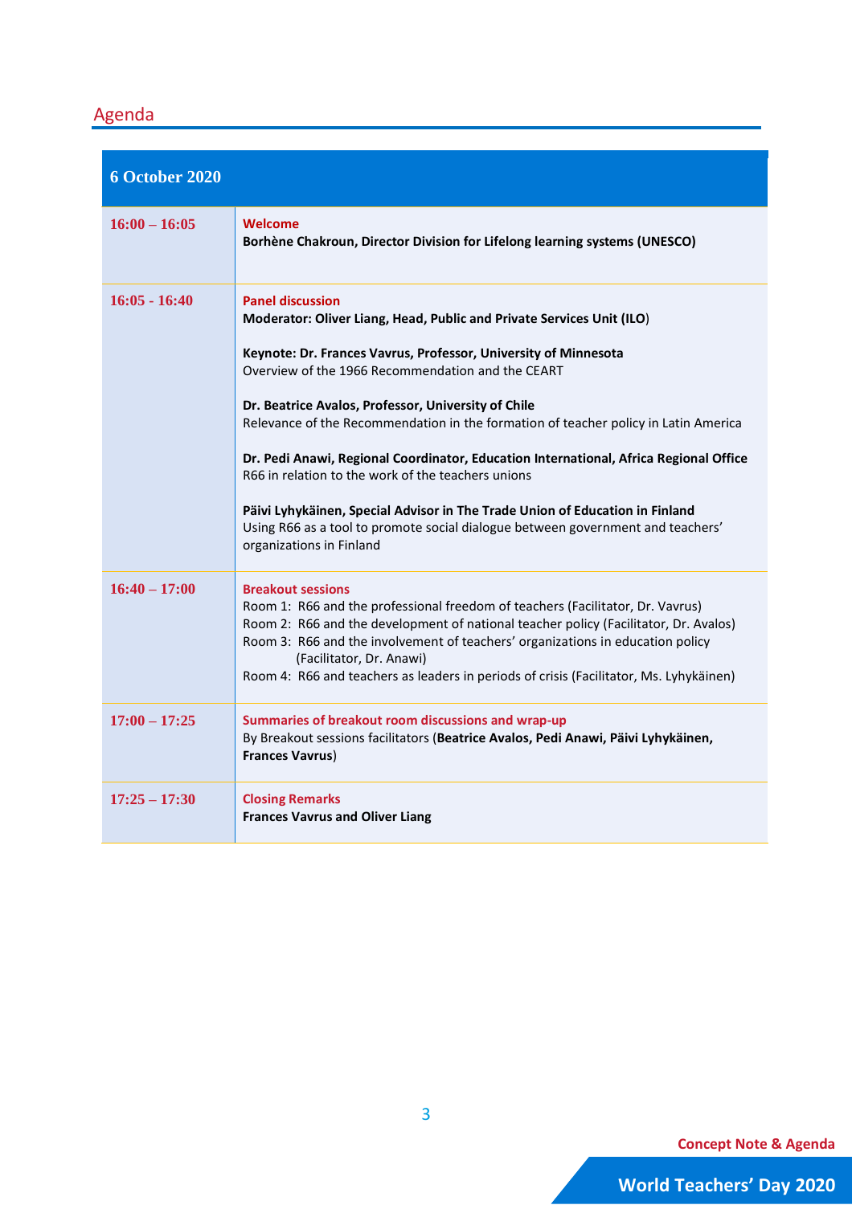## Agenda

| 6 October 2020 | |
|---|---|
| **16:00 – 16:05** | **Welcome**<br>**Borhène Chakroun, Director Division for Lifelong learning systems (UNESCO)** |
| **16:05 - 16:40** | **Panel discussion**<br>**Moderator: Oliver Liang, Head, Public and Private Services Unit (ILO**)<br><br>**Keynote: Dr. Frances Vavrus, Professor, University of Minnesota**<br>Overview of the 1966 Recommendation and the CEART<br><br>**Dr. Beatrice Avalos, Professor, University of Chile**<br>Relevance of the Recommendation in the formation of teacher policy in Latin America<br><br>**Dr. Pedi Anawi, Regional Coordinator, Education International, Africa Regional Office**<br>R66 in relation to the work of the teachers unions<br><br>**Päivi Lyhykäinen, Special Advisor in The Trade Union of Education in Finland**<br>Using R66 as a tool to promote social dialogue between government and teachers' organizations in Finland |
| **16:40 – 17:00** | **Breakout sessions**<br>Room 1: R66 and the professional freedom of teachers (Facilitator, Dr. Vavrus)<br>Room 2: R66 and the development of national teacher policy (Facilitator, Dr. Avalos)<br>Room 3: R66 and the involvement of teachers' organizations in education policy (Facilitator, Dr. Anawi)<br>Room 4: R66 and teachers as leaders in periods of crisis (Facilitator, Ms. Lyhykäinen) |
| **17:00 – 17:25** | **Summaries of breakout room discussions and wrap-up**<br>By Breakout sessions facilitators (**Beatrice Avalos, Pedi Anawi, Päivi Lyhykäinen, Frances Vavrus**) |
| **17:25 – 17:30** | **Closing Remarks**<br>**Frances Vavrus and Oliver Liang** |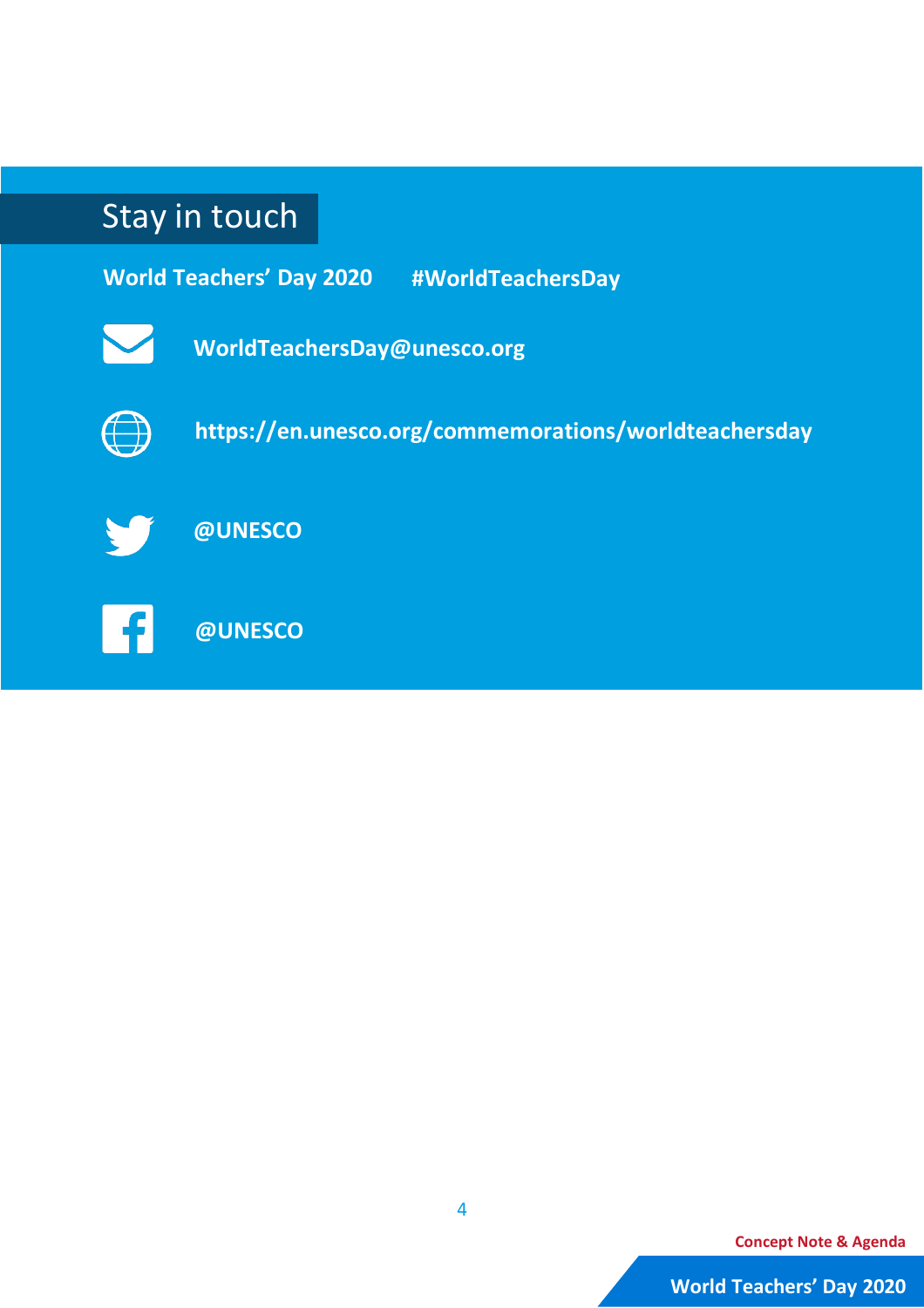## Stay in touch

**World Teachers' Day 2020** **#WorldTeachersDay**

**WorldTeachersDay@unesco.org**

**https://en.unesco.org/commemorations/worldteachersday**

**@UNESCO**

**@UNESCO**